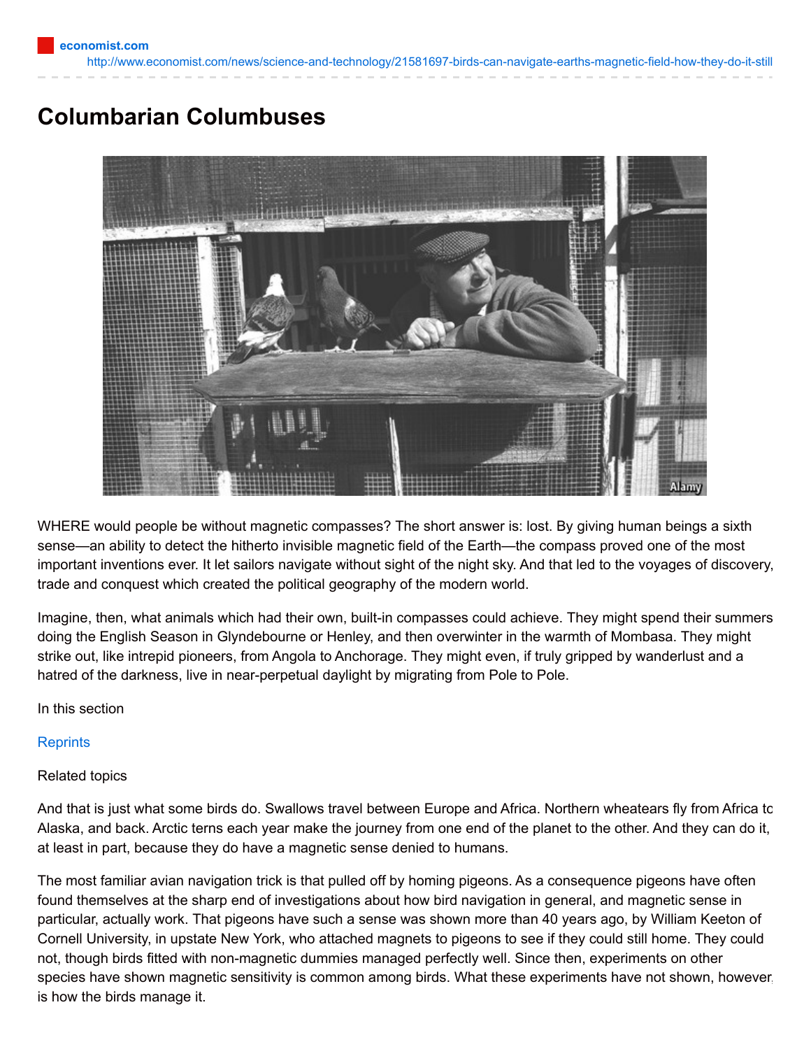economist.com

http://www.economist.com/news/science-and-technology/21581697-birds-can-navigate-earths-magnetic-field-how-they-do-it-still

# Columbarian Columbuses

WHERE would people be without magnetic compasses? The short answer is: lost. By giving human beings a sixth sense—an ability to detect the hitherto invisible magnetic field of the Earth—the compass proved one of the most important inventions ever. It let sailors navigate without sight of the night sky. And that led to the voyages of discovery, trade and conquest which created the political geography of the modern world.

Imagine, then, what animals which had their own, built-in compasses could achieve. They might spend their summers doing the English Season in Glyndebourne or Henley, and then overwinter in the warmth of Mombasa. They might strike out, like intrepid pioneers, from Angola to Anchorage. They might even, if truly gripped by wanderlust and a hatred of the darkness, live in near-perpetual daylight by migrating from Pole to Pole.

In this section

Reprints

Related topics

And that is just what some birds do. Swallows travel between Europe and Africa. Northern wheatears fly from Africa to Alaska, and back. Arctic terns each year make the journey from one end of the planet to the other. And they can do it, at least in part, because they do have a magnetic sense denied to humans.

The most familiar avian navigation trick is that pulled off by homing pigeons. As a consequence pigeons have often found themselves at the sharp end of investigations about how bird navigation in general, and magnetic sense in particular, actually work. That pigeons have such a sense was shown more than 40 years ago, by William Keeton of Cornell University, in upstate New York, who attached magnets to pigeons to see if they could still home. They could not, though birds fitted with non-magnetic dummies managed perfectly well. Since then, experiments on other species have shown magnetic sensitivity is common among birds. What these experiments have not shown, however, is how the birds manage it.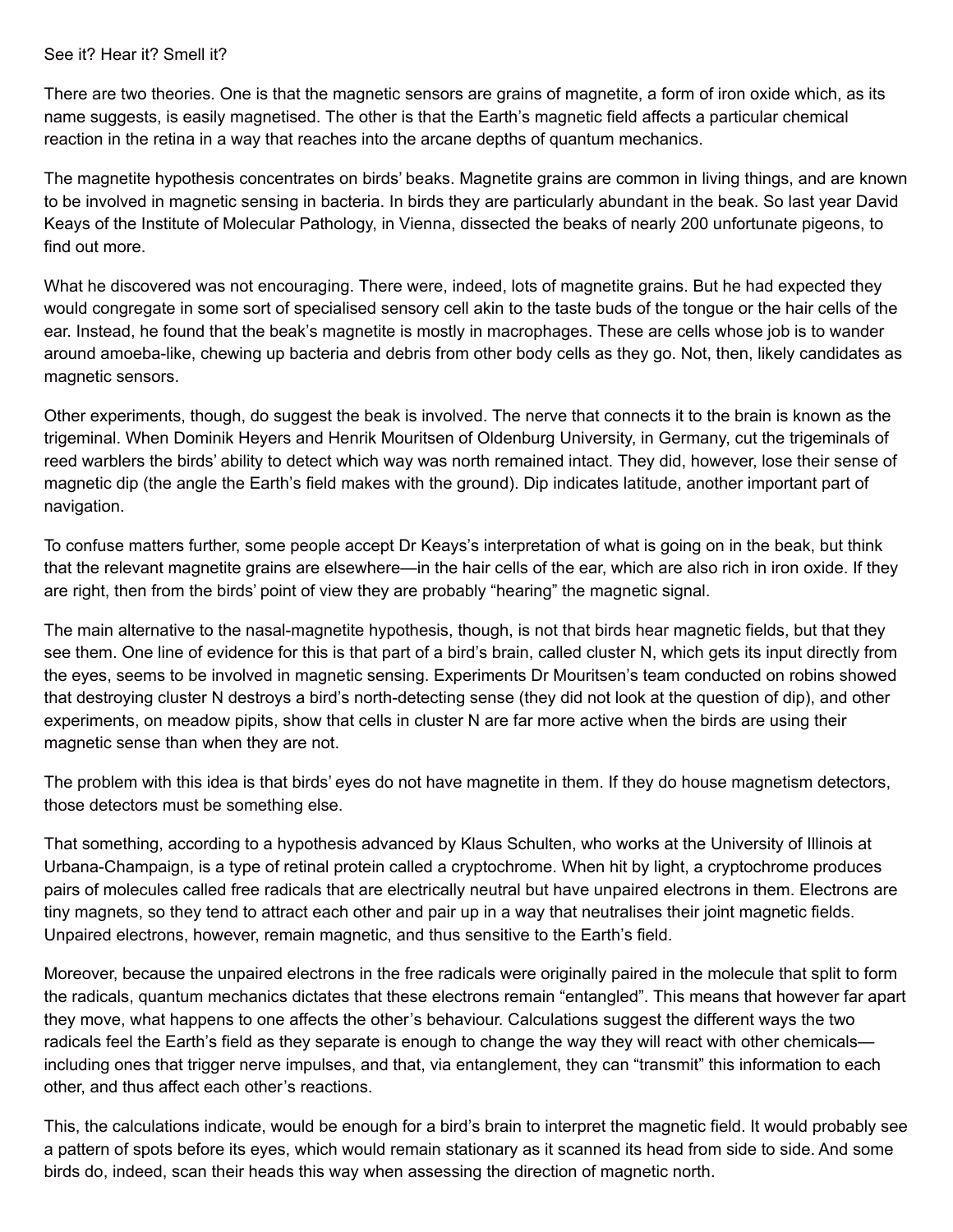See it? Hear it? Smell it?

There are two theories. One is that the magnetic sensors are grains of magnetite, a form of iron oxide which, as its name suggests, is easily magnetised. The other is that the Earth's magnetic field affects a particular chemical reaction in the retina in a way that reaches into the arcane depths of quantum mechanics.

The magnetite hypothesis concentrates on birds' beaks. Magnetite grains are common in living things, and are known to be involved in magnetic sensing in bacteria. In birds they are particularly abundant in the beak. So last year David Keays of the Institute of Molecular Pathology, in Vienna, dissected the beaks of nearly 200 unfortunate pigeons, to find out more.

What he discovered was not encouraging. There were, indeed, lots of magnetite grains. But he had expected they would congregate in some sort of specialised sensory cell akin to the taste buds of the tongue or the hair cells of the ear. Instead, he found that the beak's magnetite is mostly in macrophages. These are cells whose job is to wander around amoeba-like, chewing up bacteria and debris from other body cells as they go. Not, then, likely candidates as magnetic sensors.

Other experiments, though, do suggest the beak is involved. The nerve that connects it to the brain is known as the trigeminal. When Dominik Heyers and Henrik Mouritsen of Oldenburg University, in Germany, cut the trigeminals of reed warblers the birds' ability to detect which way was north remained intact. They did, however, lose their sense of magnetic dip (the angle the Earth's field makes with the ground). Dip indicates latitude, another important part of navigation.

To confuse matters further, some people accept Dr Keays's interpretation of what is going on in the beak, but think that the relevant magnetite grains are elsewhere—in the hair cells of the ear, which are also rich in iron oxide. If they are right, then from the birds' point of view they are probably "hearing" the magnetic signal.

The main alternative to the nasal-magnetite hypothesis, though, is not that birds hear magnetic fields, but that they see them. One line of evidence for this is that part of a bird's brain, called cluster N, which gets its input directly from the eyes, seems to be involved in magnetic sensing. Experiments Dr Mouritsen's team conducted on robins showed that destroying cluster N destroys a bird's north-detecting sense (they did not look at the question of dip), and other experiments, on meadow pipits, show that cells in cluster N are far more active when the birds are using their magnetic sense than when they are not.

The problem with this idea is that birds' eyes do not have magnetite in them. If they do house magnetism detectors, those detectors must be something else.

That something, according to a hypothesis advanced by Klaus Schulten, who works at the University of Illinois at Urbana-Champaign, is a type of retinal protein called a cryptochrome. When hit by light, a cryptochrome produces pairs of molecules called free radicals that are electrically neutral but have unpaired electrons in them. Electrons are tiny magnets, so they tend to attract each other and pair up in a way that neutralises their joint magnetic fields. Unpaired electrons, however, remain magnetic, and thus sensitive to the Earth's field.

Moreover, because the unpaired electrons in the free radicals were originally paired in the molecule that split to form the radicals, quantum mechanics dictates that these electrons remain "entangled". This means that however far apart they move, what happens to one affects the other's behaviour. Calculations suggest the different ways the two radicals feel the Earth's field as they separate is enough to change the way they will react with other chemicals—including ones that trigger nerve impulses, and that, via entanglement, they can "transmit" this information to each other, and thus affect each other's reactions.

This, the calculations indicate, would be enough for a bird's brain to interpret the magnetic field. It would probably see a pattern of spots before its eyes, which would remain stationary as it scanned its head from side to side. And some birds do, indeed, scan their heads this way when assessing the direction of magnetic north.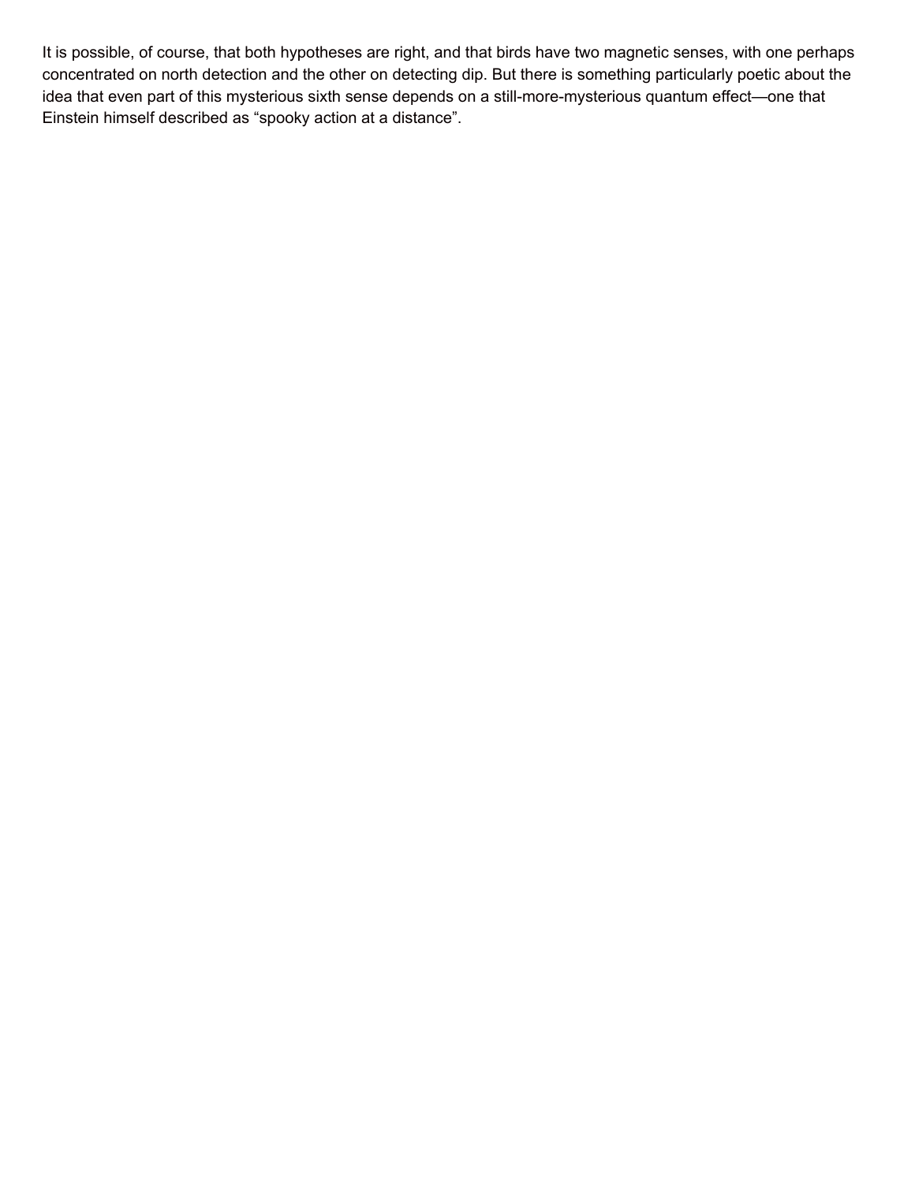It is possible, of course, that both hypotheses are right, and that birds have two magnetic senses, with one perhaps concentrated on north detection and the other on detecting dip. But there is something particularly poetic about the idea that even part of this mysterious sixth sense depends on a still-more-mysterious quantum effect—one that Einstein himself described as “spooky action at a distance”.